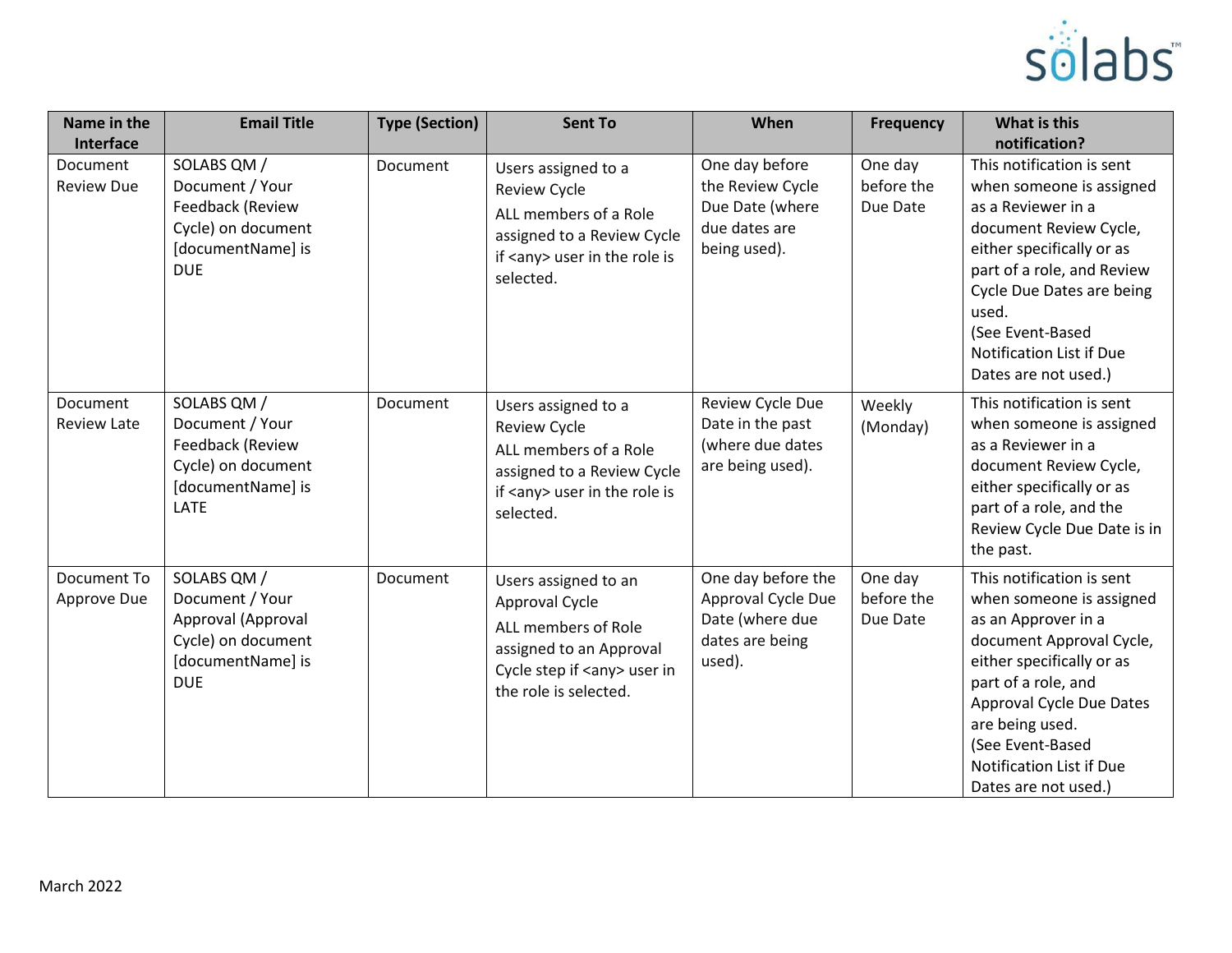| Name in the Interface | Email Title | Type (Section) | Sent To | When | Frequency | What is this notification? |
|---|---|---|---|---|---|---|
| Document Review Due | SOLABS QM / Document / Your Feedback (Review Cycle) on document [documentName] is DUE | Document | Users assigned to a Review Cycle<br>ALL members of a Role assigned to a Review Cycle if <any> user in the role is selected. | One day before the Review Cycle Due Date (where due dates are being used). | One day before the Due Date | This notification is sent when someone is assigned as a Reviewer in a document Review Cycle, either specifically or as part of a role, and Review Cycle Due Dates are being used.<br>(See Event-Based Notification List if Due Dates are not used.) |
| Document Review Late | SOLABS QM / Document / Your Feedback (Review Cycle) on document [documentName] is LATE | Document | Users assigned to a Review Cycle<br>ALL members of a Role assigned to a Review Cycle if <any> user in the role is selected. | Review Cycle Due Date in the past (where due dates are being used). | Weekly (Monday) | This notification is sent when someone is assigned as a Reviewer in a document Review Cycle, either specifically or as part of a role, and the Review Cycle Due Date is in the past. |
| Document To Approve Due | SOLABS QM / Document / Your Approval (Approval Cycle) on document [documentName] is DUE | Document | Users assigned to an Approval Cycle<br>ALL members of Role assigned to an Approval Cycle step if <any> user in the role is selected. | One day before the Approval Cycle Due Date (where due dates are being used). | One day before the Due Date | This notification is sent when someone is assigned as an Approver in a document Approval Cycle, either specifically or as part of a role, and Approval Cycle Due Dates are being used.<br>(See Event-Based Notification List if Due Dates are not used.) |

March 2022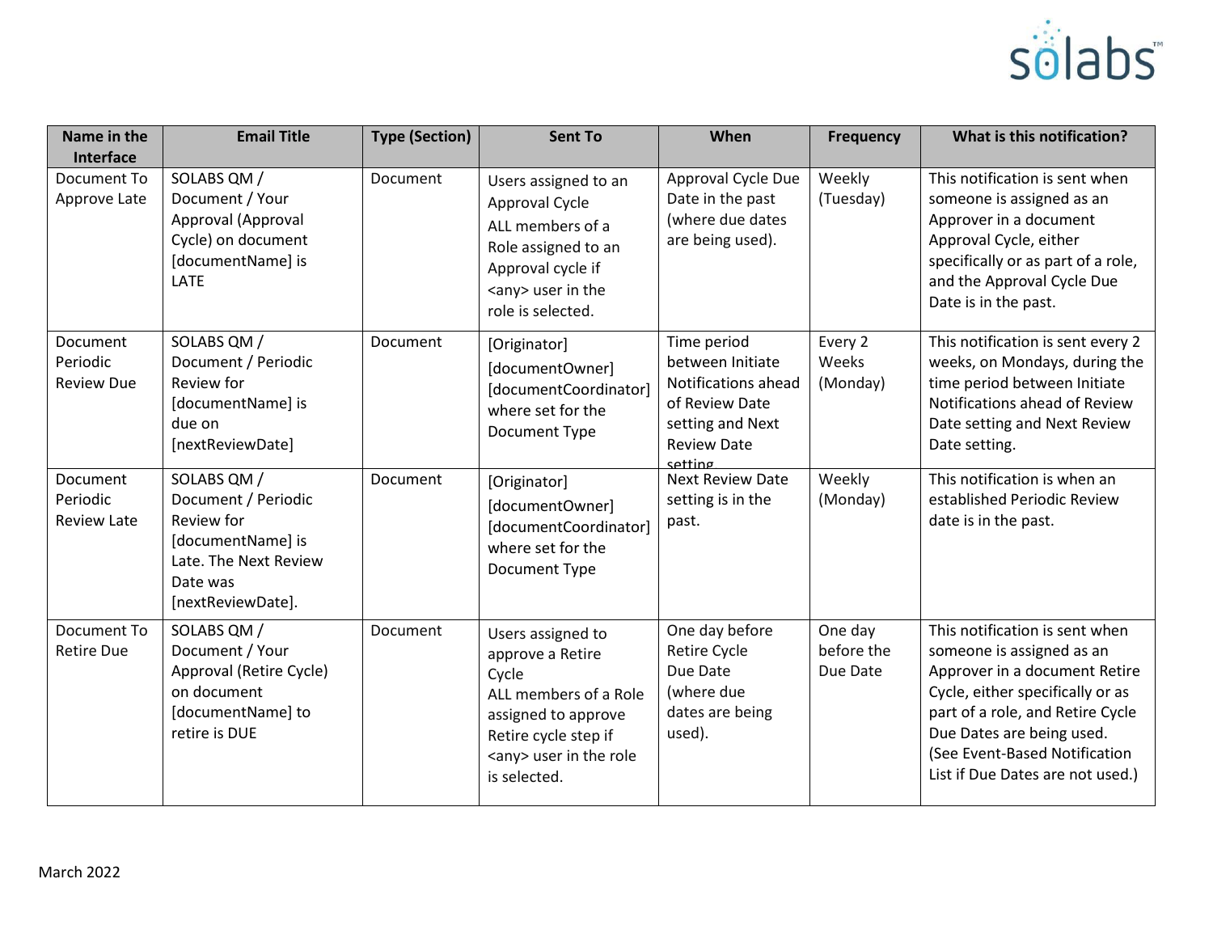| Name in the Interface | Email Title | Type (Section) | Sent To | When | Frequency | What is this notification? |
|---|---|---|---|---|---|---|
| Document To Approve Late | SOLABS QM / Document / Your Approval (Approval Cycle) on document [documentName] is LATE | Document | Users assigned to an Approval Cycle<br>ALL members of a Role assigned to an Approval cycle if <any> user in the role is selected. | Approval Cycle Due Date in the past (where due dates are being used). | Weekly (Tuesday) | This notification is sent when someone is assigned as an Approver in a document Approval Cycle, either specifically or as part of a role, and the Approval Cycle Due Date is in the past. |
| Document Periodic Review Due | SOLABS QM / Document / Periodic Review for [documentName] is due on [nextReviewDate] | Document | [Originator]<br>[documentOwner]<br>[documentCoordinator] where set for the Document Type | Time period between Initiate Notifications ahead of Review Date setting and Next Review Date setting | Every 2 Weeks (Monday) | This notification is sent every 2 weeks, on Mondays, during the time period between Initiate Notifications ahead of Review Date setting and Next Review Date setting. |
| Document Periodic Review Late | SOLABS QM / Document / Periodic Review for [documentName] is Late. The Next Review Date was [nextReviewDate]. | Document | [Originator]<br>[documentOwner]<br>[documentCoordinator] where set for the Document Type | Next Review Date setting is in the past. | Weekly (Monday) | This notification is when an established Periodic Review date is in the past. |
| Document To Retire Due | SOLABS QM / Document / Your Approval (Retire Cycle) on document [documentName] to retire is DUE | Document | Users assigned to approve a Retire Cycle<br>ALL members of a Role assigned to approve Retire cycle step if <any> user in the role is selected. | One day before Retire Cycle Due Date (where due dates are being used). | One day before the Due Date | This notification is sent when someone is assigned as an Approver in a document Retire Cycle, either specifically or as part of a role, and Retire Cycle Due Dates are being used. (See Event-Based Notification List if Due Dates are not used.) |

March 2022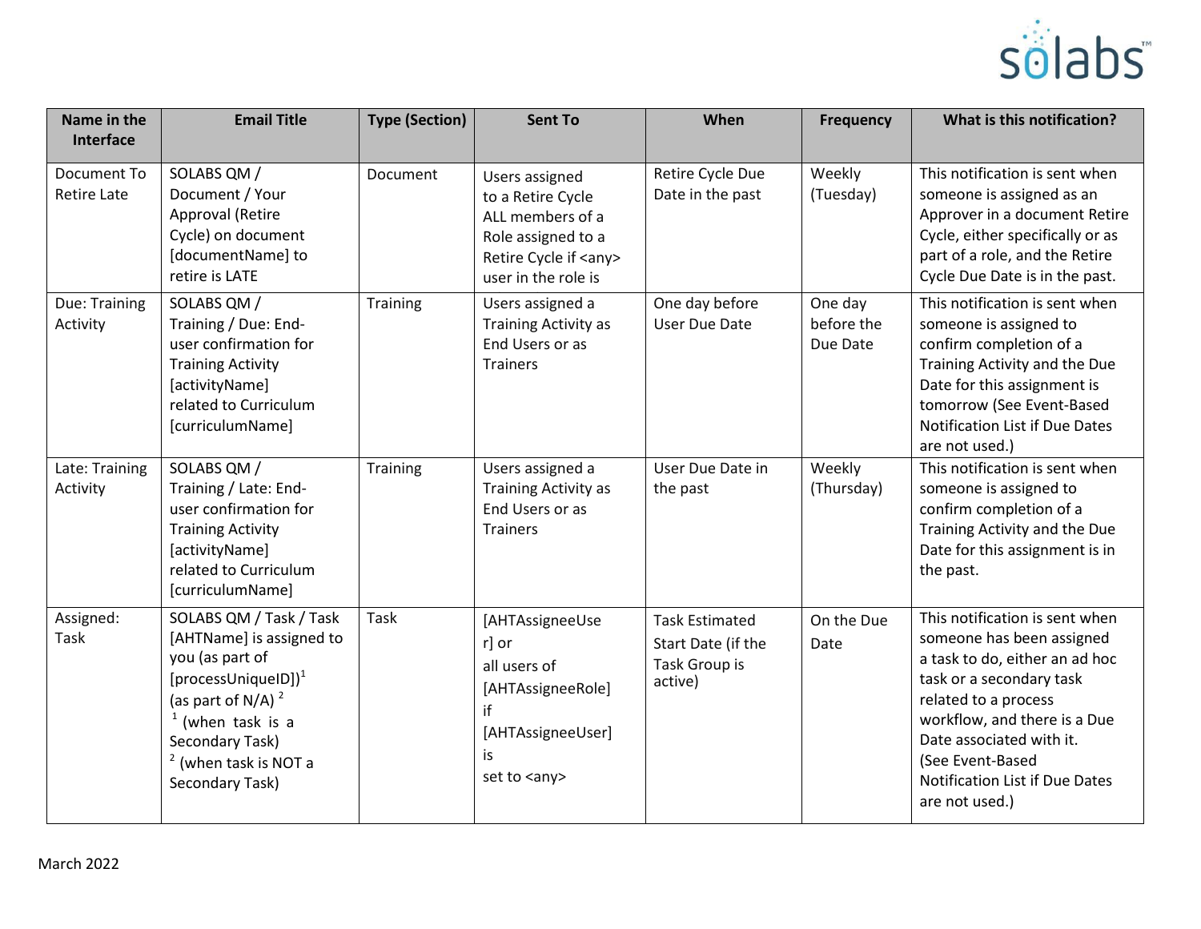| Name in the Interface | Email Title | Type (Section) | Sent To | When | Frequency | What is this notification? |
|---|---|---|---|---|---|---|
| Document To Retire Late | SOLABS QM / Document / Your Approval (Retire Cycle) on document [documentName] to retire is LATE | Document | Users assigned to a Retire Cycle ALL members of a Role assigned to a Retire Cycle if <any> user in the role is | Retire Cycle Due Date in the past | Weekly (Tuesday) | This notification is sent when someone is assigned as an Approver in a document Retire Cycle, either specifically or as part of a role, and the Retire Cycle Due Date is in the past. |
| Due: Training Activity | SOLABS QM / Training / Due: End-user confirmation for Training Activity [activityName] related to Curriculum [curriculumName] | Training | Users assigned a Training Activity as End Users or as Trainers | One day before User Due Date | One day before the Due Date | This notification is sent when someone is assigned to confirm completion of a Training Activity and the Due Date for this assignment is tomorrow (See Event-Based Notification List if Due Dates are not used.) |
| Late: Training Activity | SOLABS QM / Training / Late: End-user confirmation for Training Activity [activityName] related to Curriculum [curriculumName] | Training | Users assigned a Training Activity as End Users or as Trainers | User Due Date in the past | Weekly (Thursday) | This notification is sent when someone is assigned to confirm completion of a Training Activity and the Due Date for this assignment is in the past. |
| Assigned: Task | SOLABS QM / Task / Task [AHTName] is assigned to you (as part of [processUniqueID])[1] (as part of N/A) [2]<br>[1] (when task is a Secondary Task)<br>[2] (when task is NOT a Secondary Task) | Task | [AHTAssigneeUser] or all users of [AHTAssigneeRole] if [AHTAssigneeUser] is set to <any> | Task Estimated Start Date (if the Task Group is active) | On the Due Date | This notification is sent when someone has been assigned a task to do, either an ad hoc task or a secondary task related to a process workflow, and there is a Due Date associated with it. (See Event-Based Notification List if Due Dates are not used.) |

March 2022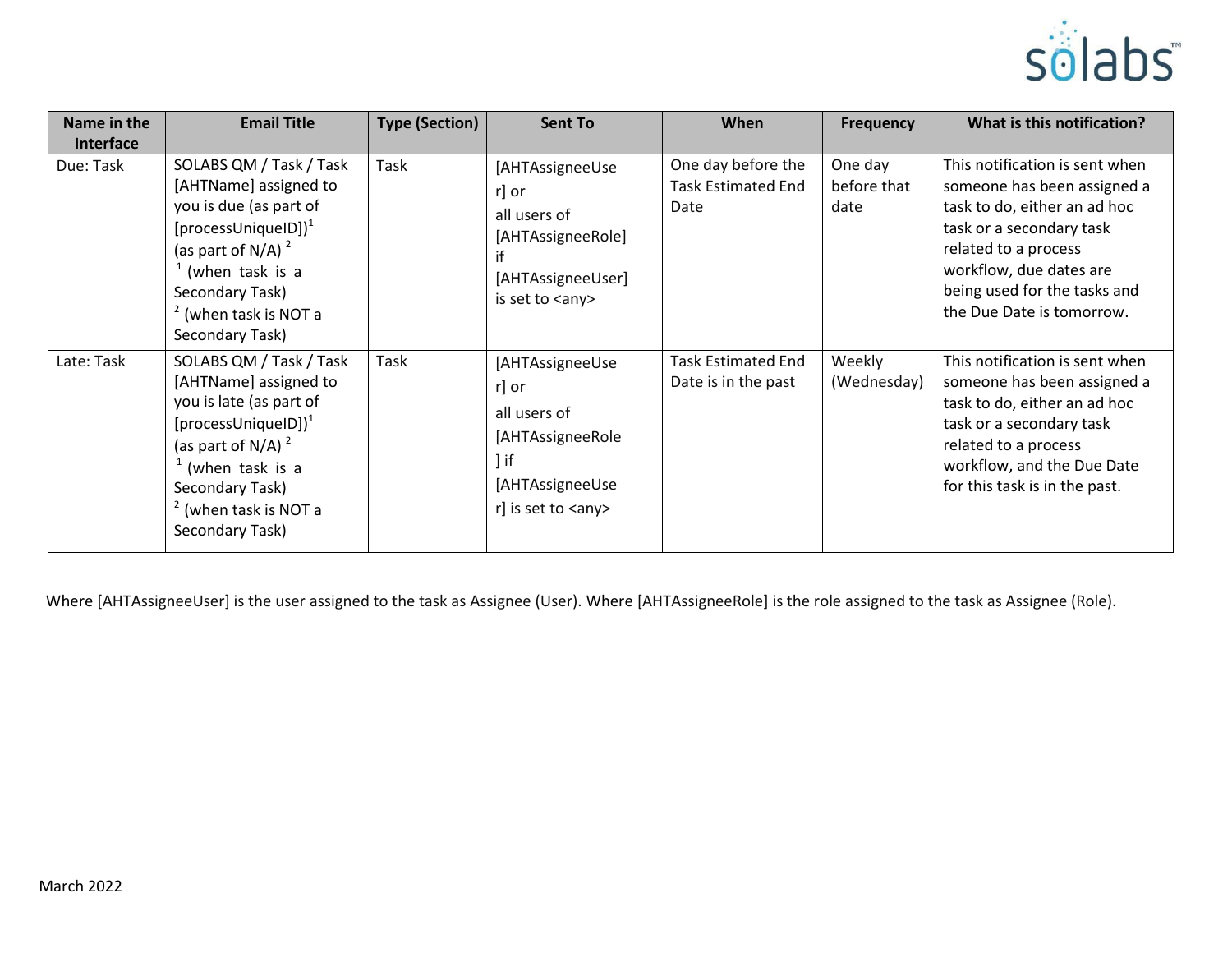| Name in the Interface | Email Title | Type (Section) | Sent To | When | Frequency | What is this notification? |
|---|---|---|---|---|---|---|
| Due: Task | SOLABS QM / Task / Task [AHTName] assigned to you is due (as part of [processUniqueID])[1] (as part of N/A) [2]<br>[1] (when task is a Secondary Task)<br>[2] (when task is NOT a Secondary Task) | Task | [AHTAssigneeUser] or all users of [AHTAssigneeRole] if [AHTAssigneeUser] is set to <any> | One day before the Task Estimated End Date | One day before that date | This notification is sent when someone has been assigned a task to do, either an ad hoc task or a secondary task related to a process workflow, due dates are being used for the tasks and the Due Date is tomorrow. |
| Late: Task | SOLABS QM / Task / Task [AHTName] assigned to you is late (as part of [processUniqueID])[1] (as part of N/A) [2]<br>[1] (when task is a Secondary Task)<br>[2] (when task is NOT a Secondary Task) | Task | [AHTAssigneeUser] or all users of [AHTAssigneeRole] if [AHTAssigneeUser] is set to <any> | Task Estimated End Date is in the past | Weekly (Wednesday) | This notification is sent when someone has been assigned a task to do, either an ad hoc task or a secondary task related to a process workflow, and the Due Date for this task is in the past. |

Where [AHTAssigneeUser] is the user assigned to the task as Assignee (User). Where [AHTAssigneeRole] is the role assigned to the task as Assignee (Role).